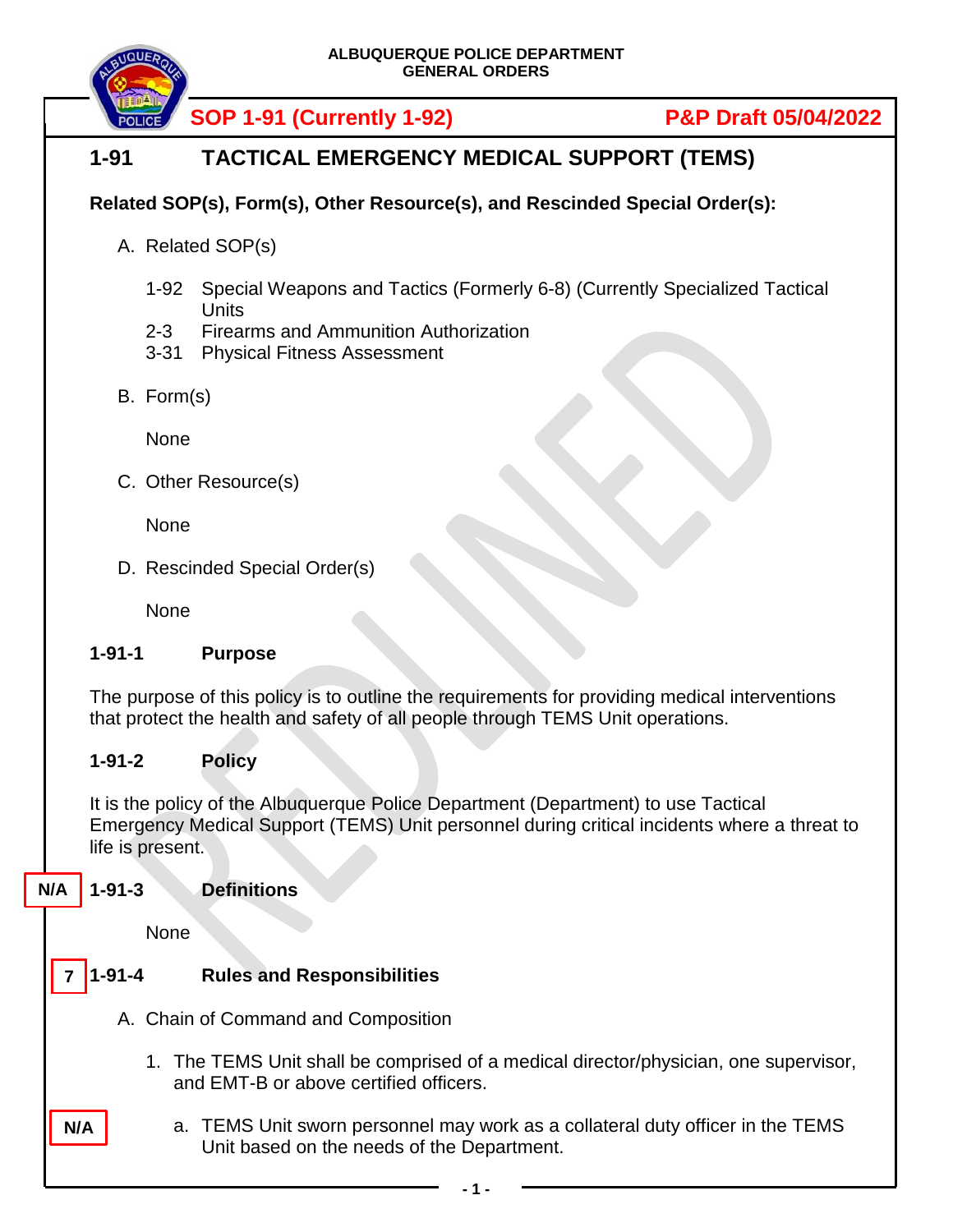ALBUQUERQUE POLICE DEPARTMENT
GENERAL ORDERS

**SOP 1-91 (Currently 1-92)** **P&P Draft 05/04/2022**

# 1-91 TACTICAL EMERGENCY MEDICAL SUPPORT (TEMS)

**Related SOP(s), Form(s), Other Resource(s), and Rescinded Special Order(s):**

A. Related SOP(s)

1-92 Special Weapons and Tactics (Formerly 6-8) (Currently Specialized Tactical Units
2-3 Firearms and Ammunition Authorization
3-31 Physical Fitness Assessment

B. Form(s)

None

C. Other Resource(s)

None

D. Rescinded Special Order(s)

None

## 1-91-1 Purpose

The purpose of this policy is to outline the requirements for providing medical interventions that protect the health and safety of all people through TEMS Unit operations.

## 1-91-2 Policy

It is the policy of the Albuquerque Police Department (Department) to use Tactical Emergency Medical Support (TEMS) Unit personnel during critical incidents where a threat to life is present.

N/A
## 1-91-3 Definitions

None

7
## 1-91-4 Rules and Responsibilities

A. Chain of Command and Composition

1. The TEMS Unit shall be comprised of a medical director/physician, one supervisor, and EMT-B or above certified officers.

N/A

a. TEMS Unit sworn personnel may work as a collateral duty officer in the TEMS Unit based on the needs of the Department.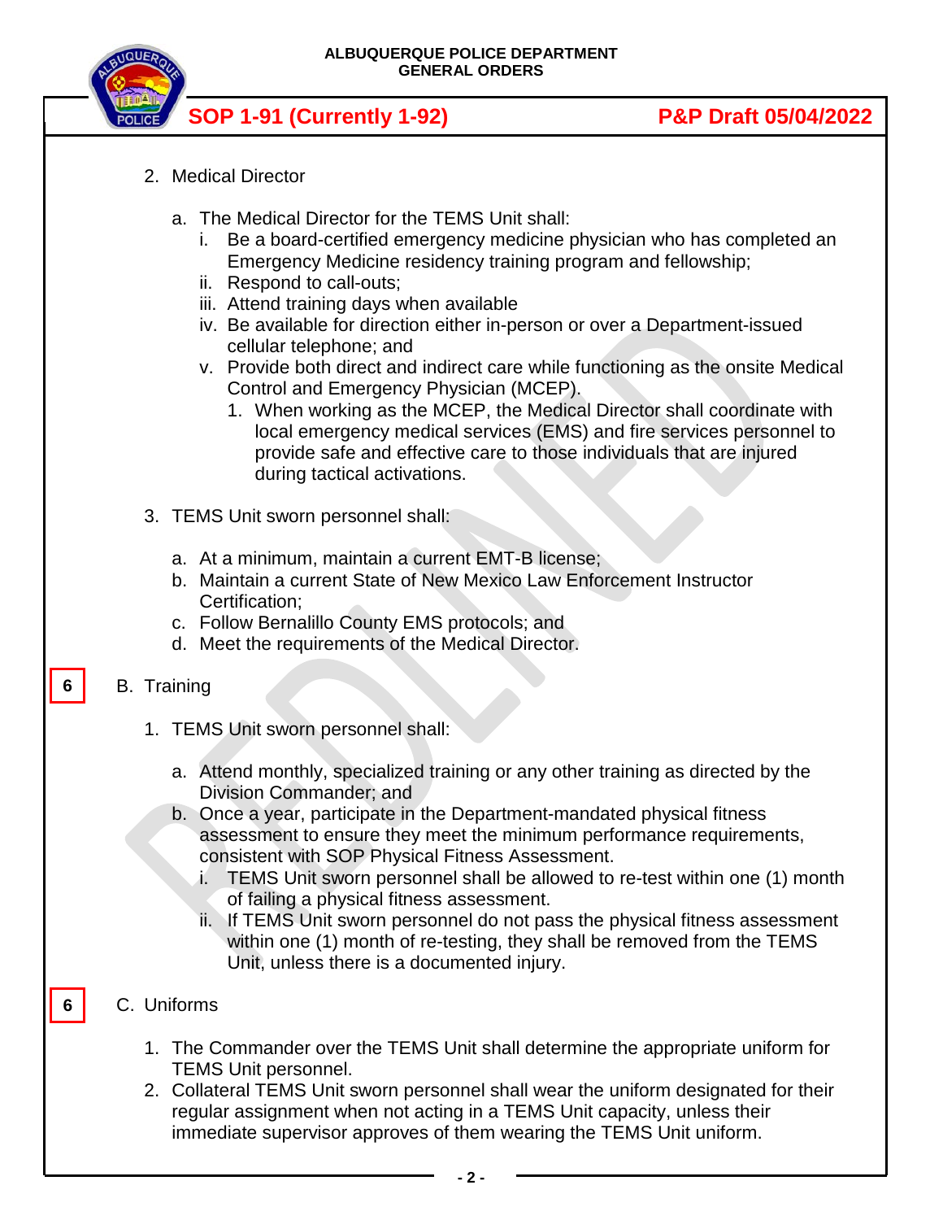2. Medical Director

   a. The Medical Director for the TEMS Unit shall:
      i. Be a board-certified emergency medicine physician who has completed an Emergency Medicine residency training program and fellowship;
      ii. Respond to call-outs;
      iii. Attend training days when available
      iv. Be available for direction either in-person or over a Department-issued cellular telephone; and
      v. Provide both direct and indirect care while functioning as the onsite Medical Control and Emergency Physician (MCEP).
         1. When working as the MCEP, the Medical Director shall coordinate with local emergency medical services (EMS) and fire services personnel to provide safe and effective care to those individuals that are injured during tactical activations.

3. TEMS Unit sworn personnel shall:

   a. At a minimum, maintain a current EMT-B license;
   b. Maintain a current State of New Mexico Law Enforcement Instructor Certification;
   c. Follow Bernalillo County EMS protocols; and
   d. Meet the requirements of the Medical Director.

6 B. Training

1. TEMS Unit sworn personnel shall:

   a. Attend monthly, specialized training or any other training as directed by the Division Commander; and
   b. Once a year, participate in the Department-mandated physical fitness assessment to ensure they meet the minimum performance requirements, consistent with SOP Physical Fitness Assessment.
      i. TEMS Unit sworn personnel shall be allowed to re-test within one (1) month of failing a physical fitness assessment.
      ii. If TEMS Unit sworn personnel do not pass the physical fitness assessment within one (1) month of re-testing, they shall be removed from the TEMS Unit, unless there is a documented injury.

6 C. Uniforms

1. The Commander over the TEMS Unit shall determine the appropriate uniform for TEMS Unit personnel.
2. Collateral TEMS Unit sworn personnel shall wear the uniform designated for their regular assignment when not acting in a TEMS Unit capacity, unless their immediate supervisor approves of them wearing the TEMS Unit uniform.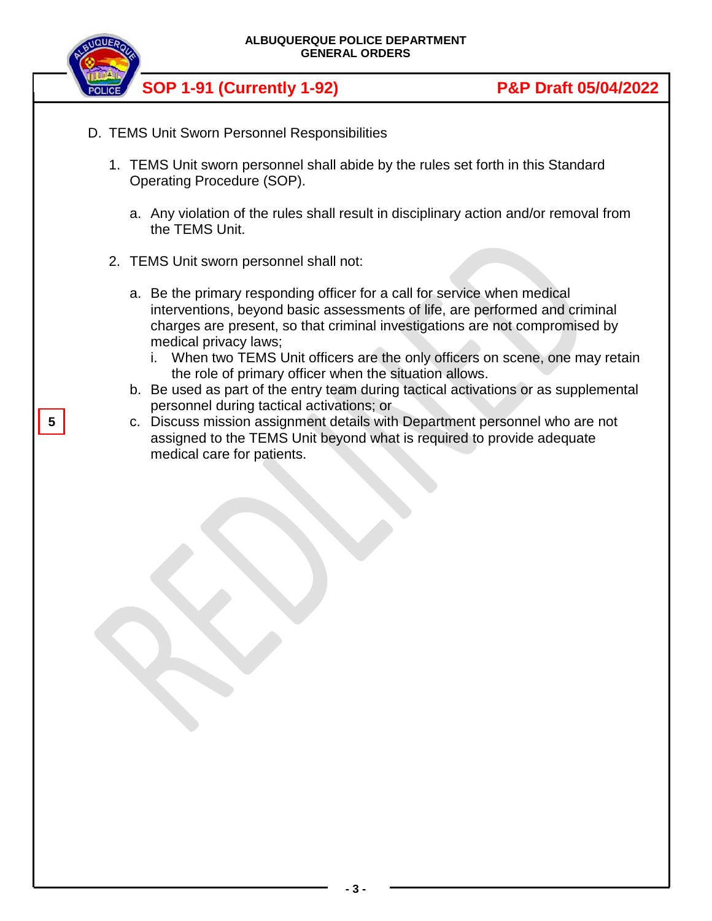D. TEMS Unit Sworn Personnel Responsibilities

1. TEMS Unit sworn personnel shall abide by the rules set forth in this Standard Operating Procedure (SOP).

   a. Any violation of the rules shall result in disciplinary action and/or removal from the TEMS Unit.

2. TEMS Unit sworn personnel shall not:

   a. Be the primary responding officer for a call for service when medical interventions, beyond basic assessments of life, are performed and criminal charges are present, so that criminal investigations are not compromised by medical privacy laws;

      i. When two TEMS Unit officers are the only officers on scene, one may retain the role of primary officer when the situation allows.

   b. Be used as part of the entry team during tactical activations or as supplemental personnel during tactical activations; or

   c. Discuss mission assignment details with Department personnel who are not assigned to the TEMS Unit beyond what is required to provide adequate medical care for patients.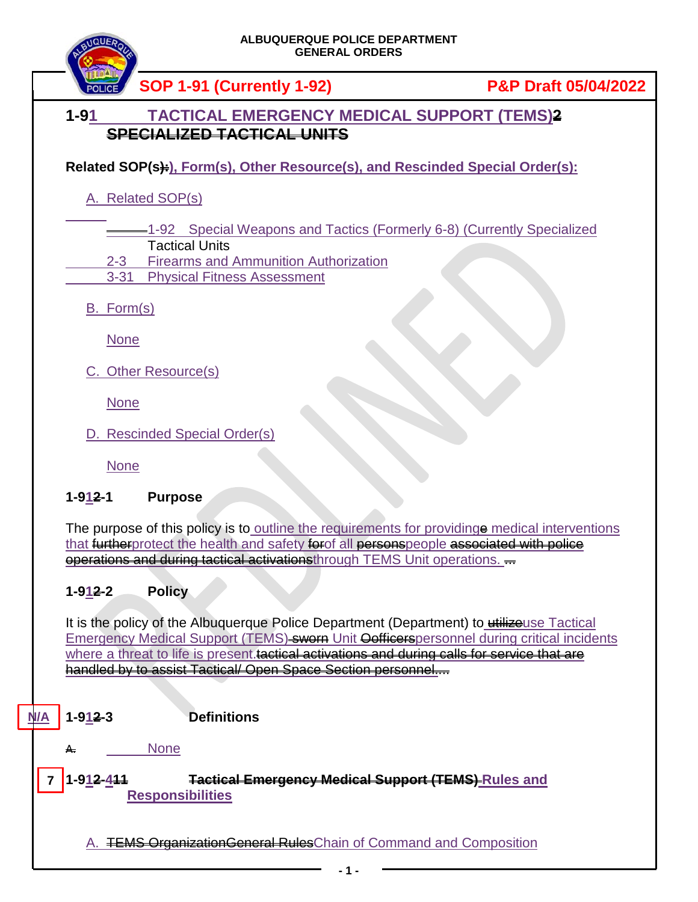ALBUQUERQUE POLICE DEPARTMENT
GENERAL ORDERS

**SOP 1-91 (Currently 1-92)** **P&P Draft 05/04/2022**

## 1-91 TACTICAL EMERGENCY MEDICAL SUPPORT (TEMS)2 ~~SPECIALIZED TACTICAL UNITS~~

**Related SOP(s), Form(s), Other Resource(s), and Rescinded Special Order(s):**

A. Related SOP(s)

1-92 Special Weapons and Tactics (Formerly 6-8) (Currently Specialized Tactical Units
2-3 Firearms and Ammunition Authorization
3-31 Physical Fitness Assessment

B. Form(s)

None

C. Other Resource(s)

None

D. Rescinded Special Order(s)

None

### 1-912-1 Purpose

The purpose of this policy is to outline the requirements for providinge medical interventions that ~~further~~protect the health and safety ~~for~~of all ~~persons~~people ~~associated with police operations and during tactical activations~~through TEMS Unit operations. ~~...~~

### 1-912-2 Policy

It is the policy of the Albuquerque Police Department (Department) to ~~utilize~~use Tactical Emergency Medical Support (TEMS) ~~sworn~~ Unit ~~Oofficers~~personnel during critical incidents where a threat to life is present.~~tactical activations and during calls for service that are handled by to assist Tactical/ Open Space Section personnel....~~

N/A

### 1-912-3 Definitions

~~A.~~ None

7

### 1-912-411 ~~Tactical Emergency Medical Support (TEMS)~~ Rules and Responsibilities

A. ~~TEMS OrganizationGeneral Rules~~Chain of Command and Composition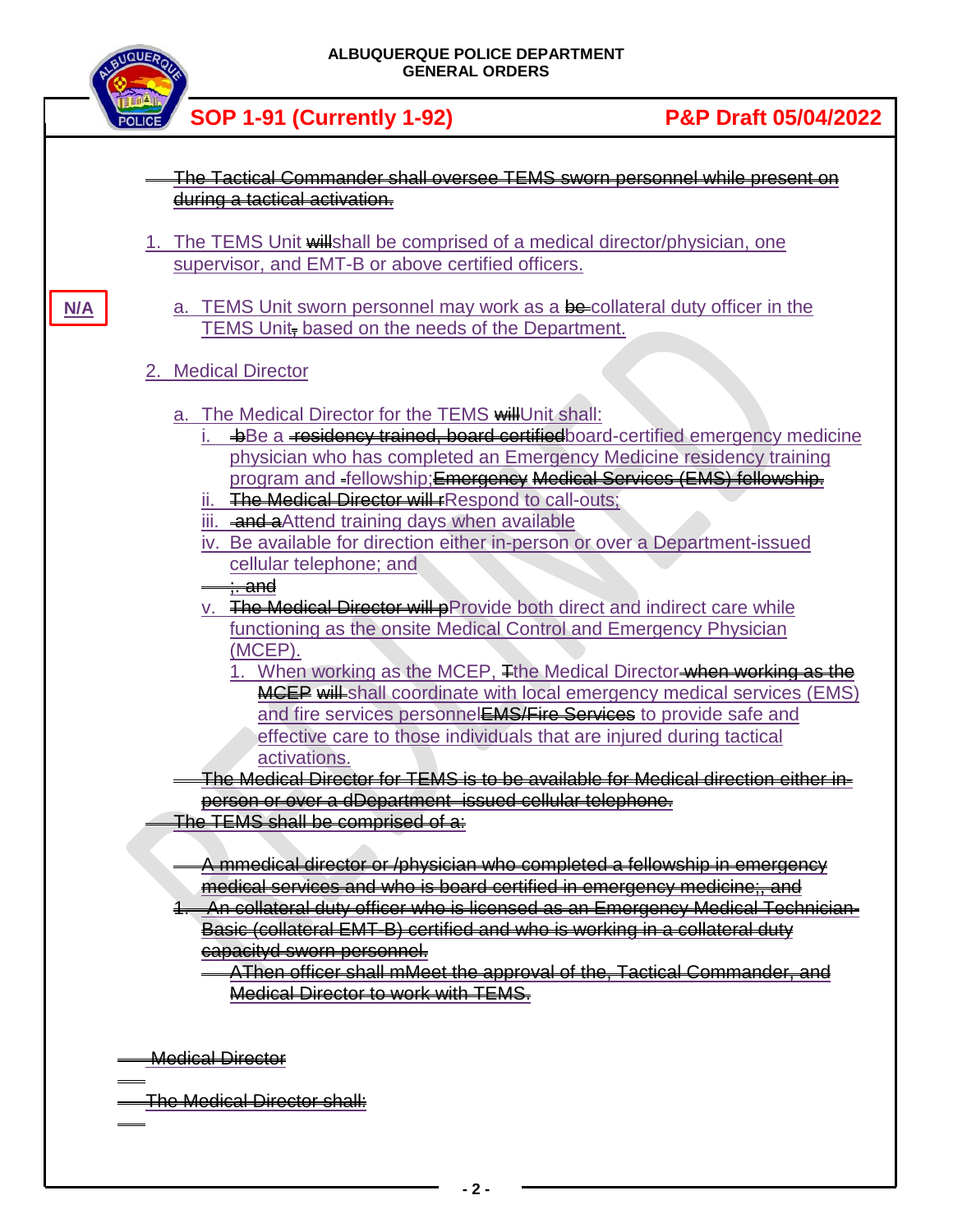~~The Tactical Commander shall oversee TEMS sworn personnel while present on during a tactical activation.~~

1. The TEMS Unit ~~will~~shall be comprised of a medical director/physician, one supervisor, and EMT-B or above certified officers.

N/A

   a. TEMS Unit sworn personnel may work as a ~~be~~ collateral duty officer in the TEMS Unit~~,~~ based on the needs of the Department.

2. Medical Director

   a. The Medical Director for the TEMS ~~will~~Unit shall:
      i. ~~b~~Be a ~~residency trained, board certified~~board-certified emergency medicine physician who has completed an Emergency Medicine residency training program and ~~-~~fellowship;~~Emergency Medical Services (EMS) fellowship.~~
      ii. ~~The Medical Director will r~~Respond to call-outs;
      iii. ~~and a~~Attend training days when available
      iv. Be available for direction either in-person or over a Department-issued cellular telephone; and
      ~~;, and~~
      v. ~~The Medical Director will p~~Provide both direct and indirect care while functioning as the onsite Medical Control and Emergency Physician (MCEP).
         1. When working as the MCEP, ~~T~~the Medical Director ~~when working as the MCEP will~~ shall coordinate with local emergency medical services (EMS) and fire services personnel~~EMS/Fire Services~~ to provide safe and effective care to those individuals that are injured during tactical activations.

      ~~The Medical Director for TEMS is to be available for Medical direction either in-person or over a dDepartment- issued cellular telephone.~~

   ~~The TEMS shall be comprised of a:~~

      ~~A mmedical director or /physician who completed a fellowship in emergency medical services and who is board certified in emergency medicine;, and~~

   ~~1. An collateral duty officer who is licensed as an Emergency Medical Technician-Basic (collateral EMT-B) certified and who is working in a collateral duty capacityd sworn personnel.~~

      ~~AThen officer shall mMeet the approval of the, Tactical Commander, and Medical Director to work with TEMS.~~

~~Medical Director~~

~~The Medical Director shall:~~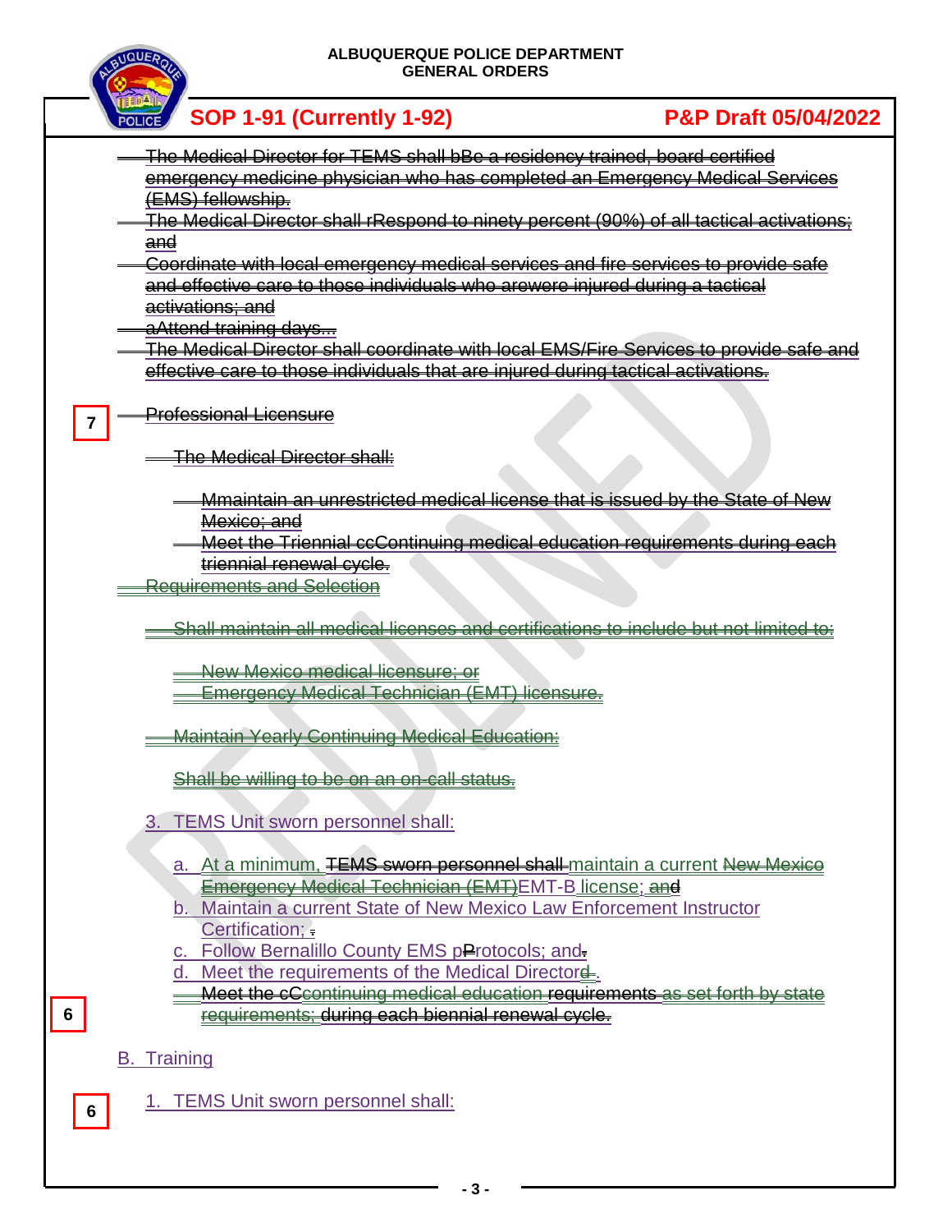~~The Medical Director for TEMS shall bBe a residency trained, board certified emergency medicine physician who has completed an Emergency Medical Services (EMS) fellowship.~~

~~The Medical Director shall rRespond to ninety percent (90%) of all tactical activations; and~~

~~Coordinate with local emergency medical services and fire services to provide safe and effective care to those individuals who arewere injured during a tactical activations; and~~

~~aAttend training days..~~

~~The Medical Director shall coordinate with local EMS/Fire Services to provide safe and effective care to those individuals that are injured during tactical activations.~~

7

~~Professional Licensure~~

~~The Medical Director shall:~~

~~Mmaintain an unrestricted medical license that is issued by the State of New Mexico; and~~

~~Meet the Triennial ccContinuing medical education requirements during each triennial renewal cycle.~~

~~Requirements and Selection~~

~~Shall maintain all medical licenses and certifications to include but not limited to:~~

~~New Mexico medical licensure; or~~

~~Emergency Medical Technician (EMT) licensure.~~

~~Maintain Yearly Continuing Medical Education:~~

~~Shall be willing to be on an on-call status.~~

3. TEMS Unit sworn personnel shall:

a. At a minimum, ~~TEMS sworn personnel shall~~ maintain a current ~~New Mexico Emergency Medical Technician (EMT)~~EMT-B license; ~~and~~

b. Maintain a current State of New Mexico Law Enforcement Instructor Certification; ~~.~~

c. Follow Bernalillo County EMS p~~P~~rotocols; and~~.~~

d. Meet the requirements of the Medical Director~~d~~.

~~Meet the cC~~continuing medical education requirements ~~as set forth by state requirements; during each biennial renewal cycle.~~

6

B. Training

6

1. TEMS Unit sworn personnel shall: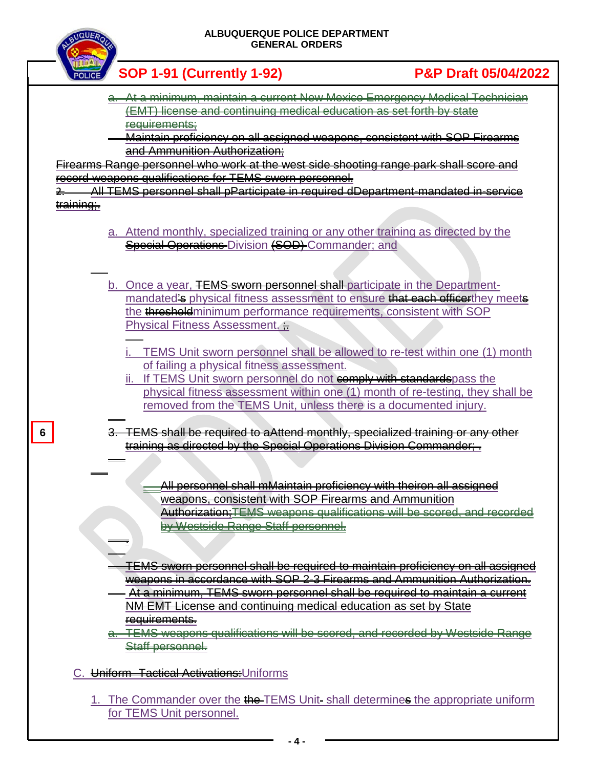~~a. At a minimum, maintain a current New Mexico Emergency Medical Technician (EMT) license and continuing medical education as set forth by state requirements;~~

~~Maintain proficiency on all assigned weapons, consistent with SOP Firearms and Ammunition Authorization;~~

~~Firearms Range personnel who work at the west side shooting range park shall score and record weapons qualifications for TEMS sworn personnel.~~

~~2. All TEMS personnel shall pParticipate in required dDepartment-mandated in-service training;.~~

a. Attend monthly, specialized training or any other training as directed by the ~~Special Operations~~ Division ~~(SOD)~~ Commander; and

b. Once a year, ~~TEMS sworn personnel shall~~ participate in the Department-mandated~~'s~~ physical fitness assessment to ensure ~~that each officer~~they meet~~s~~ the ~~threshold~~minimum performance requirements, consistent with SOP Physical Fitness Assessment. ~~;~~

   i. TEMS Unit sworn personnel shall be allowed to re-test within one (1) month of failing a physical fitness assessment.

   ii. If TEMS Unit sworn personnel do not ~~comply with standards~~pass the physical fitness assessment within one (1) month of re-testing, they shall be removed from the TEMS Unit, unless there is a documented injury.

6

~~3. TEMS shall be required to aAttend monthly, specialized training or any other training as directed by the Special Operations Division Commander;.~~

~~All personnel shall mMaintain proficiency with theiron all assigned weapons, consistent with SOP Firearms and Ammunition Authorization;TEMS weapons qualifications will be scored, and recorded by Westside Range Staff personnel.~~

~~TEMS sworn personnel shall be required to maintain proficiency on all assigned weapons in accordance with SOP 2-3 Firearms and Ammunition Authorization.~~

~~At a minimum, TEMS sworn personnel shall be required to maintain a current NM EMT License and continuing medical education as set by State requirements.~~

~~a. TEMS weapons qualifications will be scored, and recorded by Westside Range Staff personnel.~~

C. ~~Uniform Tactical Activations:~~Uniforms

1. The Commander over the ~~the~~ TEMS Unit shall determine~~s~~ the appropriate uniform for TEMS Unit personnel.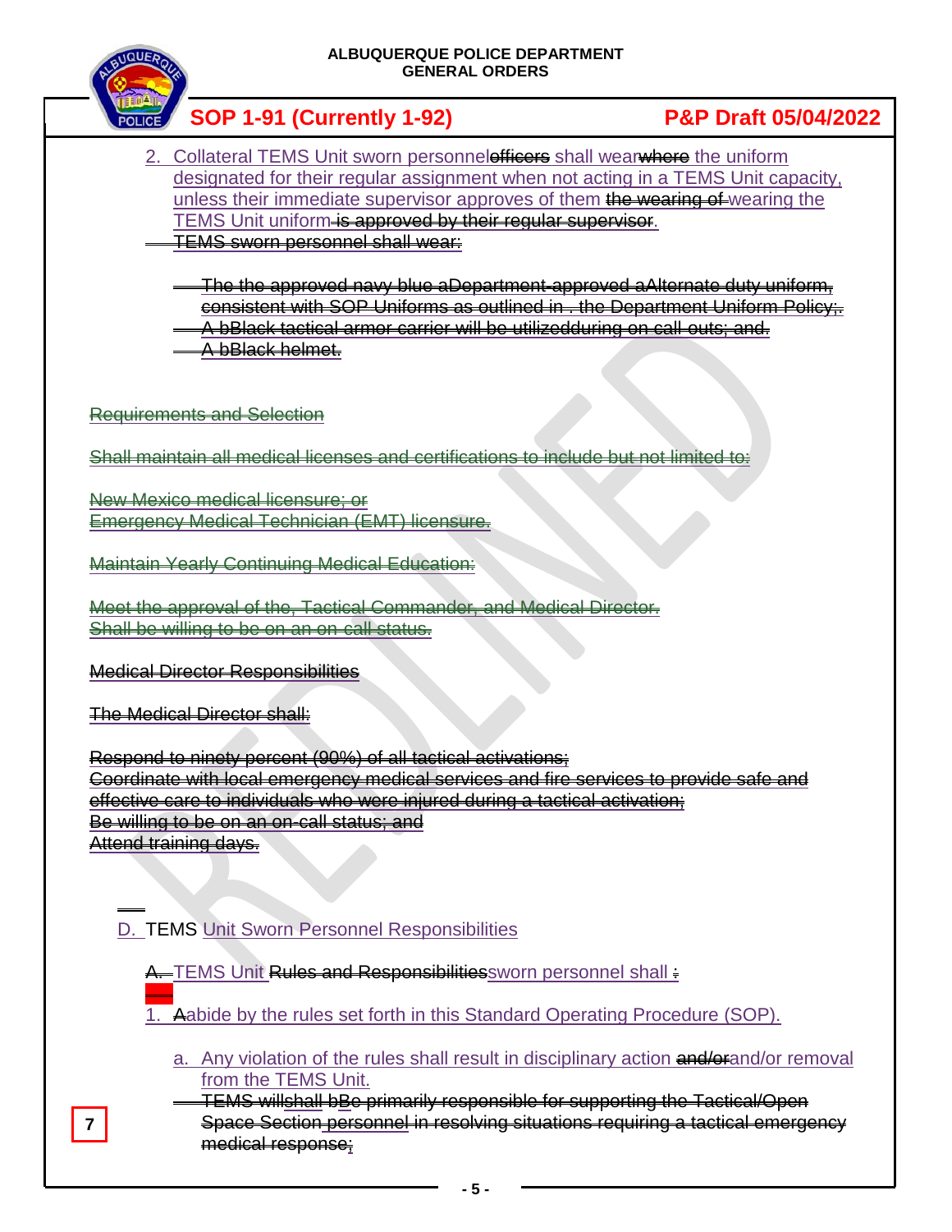2. Collateral TEMS Unit sworn personnel~~officers~~ shall wear~~where~~ the uniform designated for their regular assignment when not acting in a TEMS Unit capacity, unless their immediate supervisor approves of them ~~the wearing of~~ wearing the TEMS Unit uniform ~~is approved by their regular supervisor~~.

~~TEMS sworn personnel shall wear:~~

~~The the approved navy blue aDepartment-approved aAlternate duty uniform, consistent with SOP Uniforms as outlined in . the Department Uniform Policy;.~~
~~A bBlack tactical armor carrier will be utilizedduring on call outs; and.~~
~~A bBlack helmet.~~

~~Requirements and Selection~~

~~Shall maintain all medical licenses and certifications to include but not limited to:~~

~~New Mexico medical licensure; or~~
~~Emergency Medical Technician (EMT) licensure.~~

~~Maintain Yearly Continuing Medical Education:~~

~~Meet the approval of the, Tactical Commander, and Medical Director.~~
~~Shall be willing to be on an on call status.~~

~~Medical Director Responsibilities~~

~~The Medical Director shall:~~

~~Respond to ninety percent (90%) of all tactical activations;~~
~~Coordinate with local emergency medical services and fire services to provide safe and effective care to individuals who were injured during a tactical activation;~~
~~Be willing to be on an on-call status; and~~
~~Attend training days.~~

D. TEMS Unit Sworn Personnel Responsibilities

~~A.~~ TEMS Unit ~~Rules and Responsibilities~~sworn personnel shall ~~:~~

1. ~~A~~abide by the rules set forth in this Standard Operating Procedure (SOP).

   a. Any violation of the rules shall result in disciplinary action ~~and/or~~and/or removal from the TEMS Unit.

~~TEMS willshall bBe primarily responsible for supporting the Tactical/Open Space Section personnel in resolving situations requiring a tactical emergency medical response;~~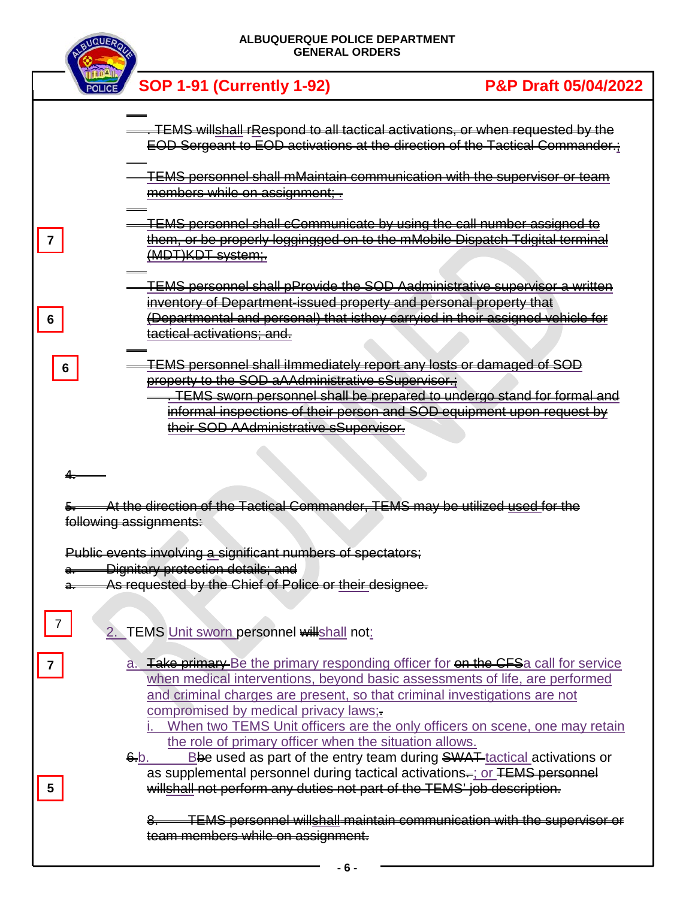. TEMS willshall rRespond to all tactical activations, or when requested by the EOD Sergeant to EOD activations at the direction of the Tactical Commander.;

TEMS personnel shall mMaintain communication with the supervisor or team members while on assignment; .

7

TEMS personnel shall cCommunicate by using the call number assigned to them, or be properly loggingged on to the mMobile Dispatch Tdigital terminal (MDT)KDT system;.

6

TEMS personnel shall pProvide the SOD Aadministrative supervisor a written inventory of Department-issued property and personal property that (Departmental and personal) that isthey carryied in their assigned vehicle for tactical activations; and.

6

TEMS personnel shall iImmediately report any losts or damaged of SOD property to the SOD aAAdministrative sSupervisor.;

. TEMS sworn personnel shall be prepared to undergo stand for formal and informal inspections of their person and SOD equipment upon request by their SOD AAdministrative sSupervisor.

4.

5. At the direction of the Tactical Commander, TEMS may be utilized used for the following assignments:

Public events involving a significant numbers of spectators;

a. Dignitary protection details; and

a. As requested by the Chief of Police or their designee.

7

2. TEMS Unit sworn personnel willshall not:

7

a. Take primary Be the primary responding officer for on the CFSa call for service when medical interventions, beyond basic assessments of life, are performed and criminal charges are present, so that criminal investigations are not compromised by medical privacy laws;.

i. When two TEMS Unit officers are the only officers on scene, one may retain the role of primary officer when the situation allows.

5

6.b. Bbe used as part of the entry team during SWAT tactical activations or as supplemental personnel during tactical activations.; or TEMS personnel willshall not perform any duties not part of the TEMS' job description.

8. TEMS personnel willshall maintain communication with the supervisor or team members while on assignment.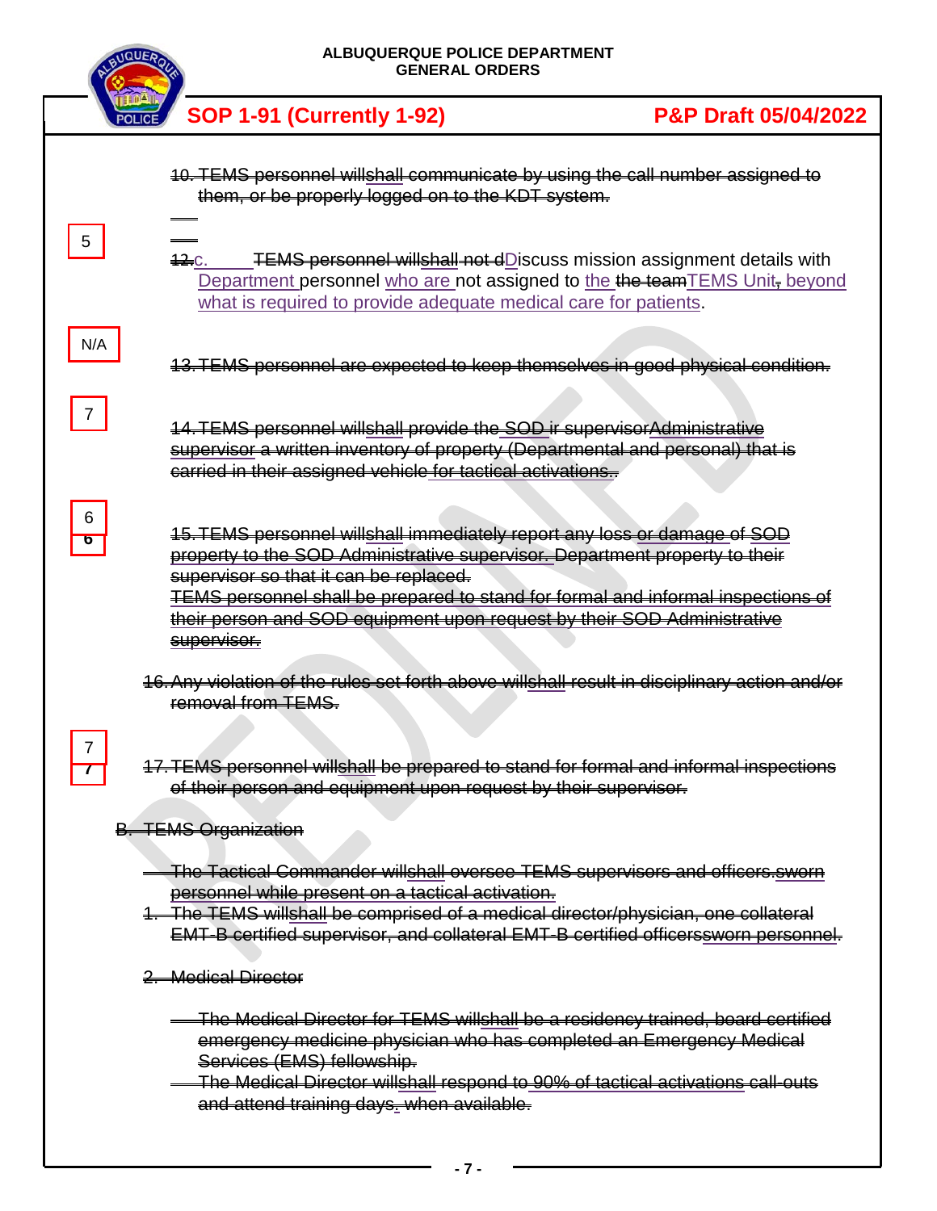10. TEMS personnel willshall communicate by using the call number assigned to them, or be properly logged on to the KDT system.

5

12.c. TEMS personnel willshall not dDiscuss mission assignment details with Department personnel who are not assigned to the the teamTEMS Unit, beyond what is required to provide adequate medical care for patients.

N/A

13. TEMS personnel are expected to keep themselves in good physical condition.

7

14. TEMS personnel willshall provide the SOD ir supervisorAdministrative supervisor a written inventory of property (Departmental and personal) that is carried in their assigned vehicle for tactical activations..

6

15. TEMS personnel willshall immediately report any loss or damage of SOD property to the SOD Administrative supervisor. Department property to their supervisor so that it can be replaced.
TEMS personnel shall be prepared to stand for formal and informal inspections of their person and SOD equipment upon request by their SOD Administrative supervisor.

16. Any violation of the rules set forth above willshall result in disciplinary action and/or removal from TEMS.

7

17. TEMS personnel willshall be prepared to stand for formal and informal inspections of their person and equipment upon request by their supervisor.

B. TEMS Organization

The Tactical Commander willshall oversee TEMS supervisors and officers.sworn personnel while present on a tactical activation.

1. The TEMS willshall be comprised of a medical director/physician, one collateral EMT-B certified supervisor, and collateral EMT-B certified officerssworn personnel.

2. Medical Director

The Medical Director for TEMS willshall be a residency trained, board certified emergency medicine physician who has completed an Emergency Medical Services (EMS) fellowship.

The Medical Director willshall respond to 90% of tactical activations call-outs and attend training days, when available.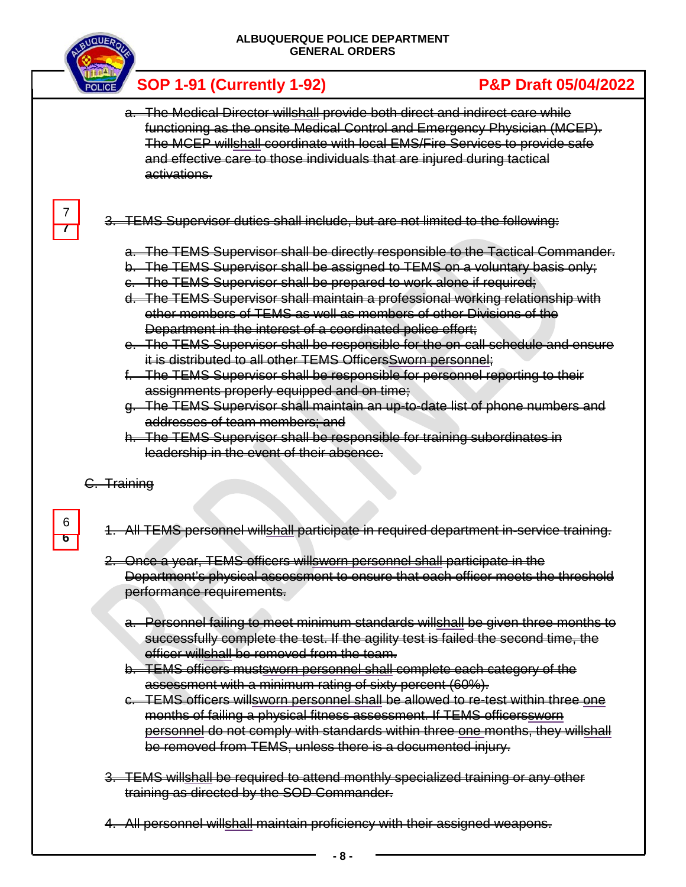a. The Medical Director willshall provide both direct and indirect care while functioning as the onsite Medical Control and Emergency Physician (MCEP). The MCEP willshall coordinate with local EMS/Fire Services to provide safe and effective care to those individuals that are injured during tactical activations.

7
7

3. TEMS Supervisor duties shall include, but are not limited to the following:

   a. The TEMS Supervisor shall be directly responsible to the Tactical Commander.
   b. The TEMS Supervisor shall be assigned to TEMS on a voluntary basis only;
   c. The TEMS Supervisor shall be prepared to work alone if required;
   d. The TEMS Supervisor shall maintain a professional working relationship with other members of TEMS as well as members of other Divisions of the Department in the interest of a coordinated police effort;
   e. The TEMS Supervisor shall be responsible for the on-call schedule and ensure it is distributed to all other TEMS OfficersSworn personnel;
   f. The TEMS Supervisor shall be responsible for personnel reporting to their assignments properly equipped and on time;
   g. The TEMS Supervisor shall maintain an up-to-date list of phone numbers and addresses of team members; and
   h. The TEMS Supervisor shall be responsible for training subordinates in leadership in the event of their absence.

C. Training

6
6

1. All TEMS personnel willshall participate in required department in-service training.

2. Once a year, TEMS officers willsworn personnel shall participate in the Department's physical assessment to ensure that each officer meets the threshold performance requirements.

   a. Personnel failing to meet minimum standards willshall be given three months to successfully complete the test. If the agility test is failed the second time, the officer willshall be removed from the team.
   b. TEMS officers mustsworn personnel shall complete each category of the assessment with a minimum rating of sixty percent (60%).
   c. TEMS officers willsworn personnel shall be allowed to re-test within three one months of failing a physical fitness assessment. If TEMS officerssworn personnel do not comply with standards within three one months, they willshall be removed from TEMS, unless there is a documented injury.

3. TEMS willshall be required to attend monthly specialized training or any other training as directed by the SOD Commander.

4. All personnel willshall maintain proficiency with their assigned weapons.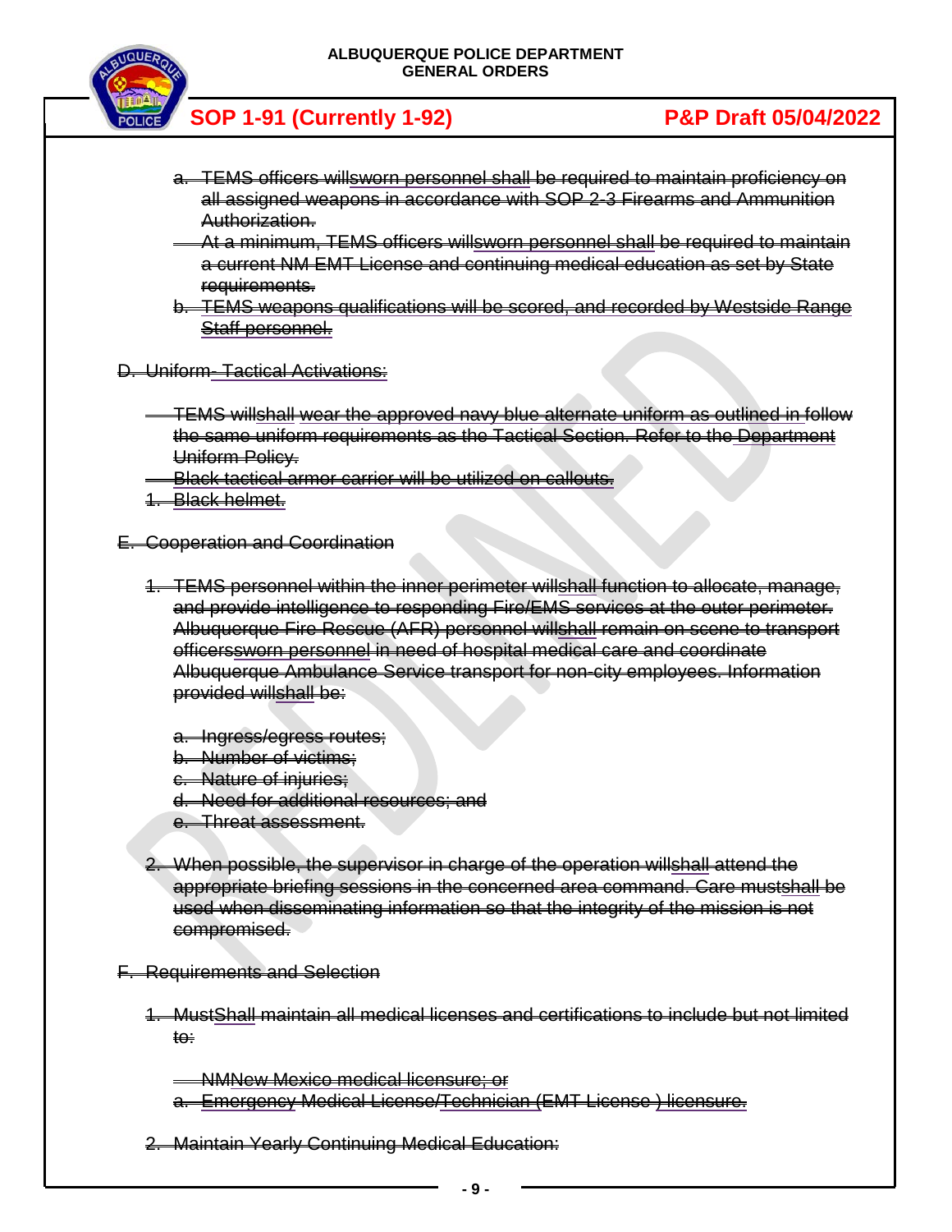a. TEMS officers willsworn personnel shall be required to maintain proficiency on all assigned weapons in accordance with SOP 2-3 Firearms and Ammunition Authorization.

At a minimum, TEMS officers willsworn personnel shall be required to maintain a current NM EMT License and continuing medical education as set by State requirements.

b. TEMS weapons qualifications will be scored, and recorded by Westside Range Staff personnel.

D. Uniform- Tactical Activations:

TEMS willshall wear the approved navy blue alternate uniform as outlined in follow the same uniform requirements as the Tactical Section. Refer to the Department Uniform Policy.

Black tactical armor carrier will be utilized on callouts.

1. Black helmet.

E. Cooperation and Coordination

1. TEMS personnel within the inner perimeter willshall function to allocate, manage, and provide intelligence to responding Fire/EMS services at the outer perimeter. Albuquerque Fire Rescue (AFR) personnel willshall remain on scene to transport officerssworn personnel in need of hospital medical care and coordinate Albuquerque Ambulance Service transport for non-city employees. Information provided willshall be:

   a. Ingress/egress routes;
   b. Number of victims;
   c. Nature of injuries;
   d. Need for additional resources; and
   e. Threat assessment.

2. When possible, the supervisor in charge of the operation willshall attend the appropriate briefing sessions in the concerned area command. Care mustshall be used when disseminating information so that the integrity of the mission is not compromised.

F. Requirements and Selection

1. MustShall maintain all medical licenses and certifications to include but not limited to:

   NMNew Mexico medical licensure; or

   a. Emergency Medical License/Technician (EMT License ) licensure.

2. Maintain Yearly Continuing Medical Education: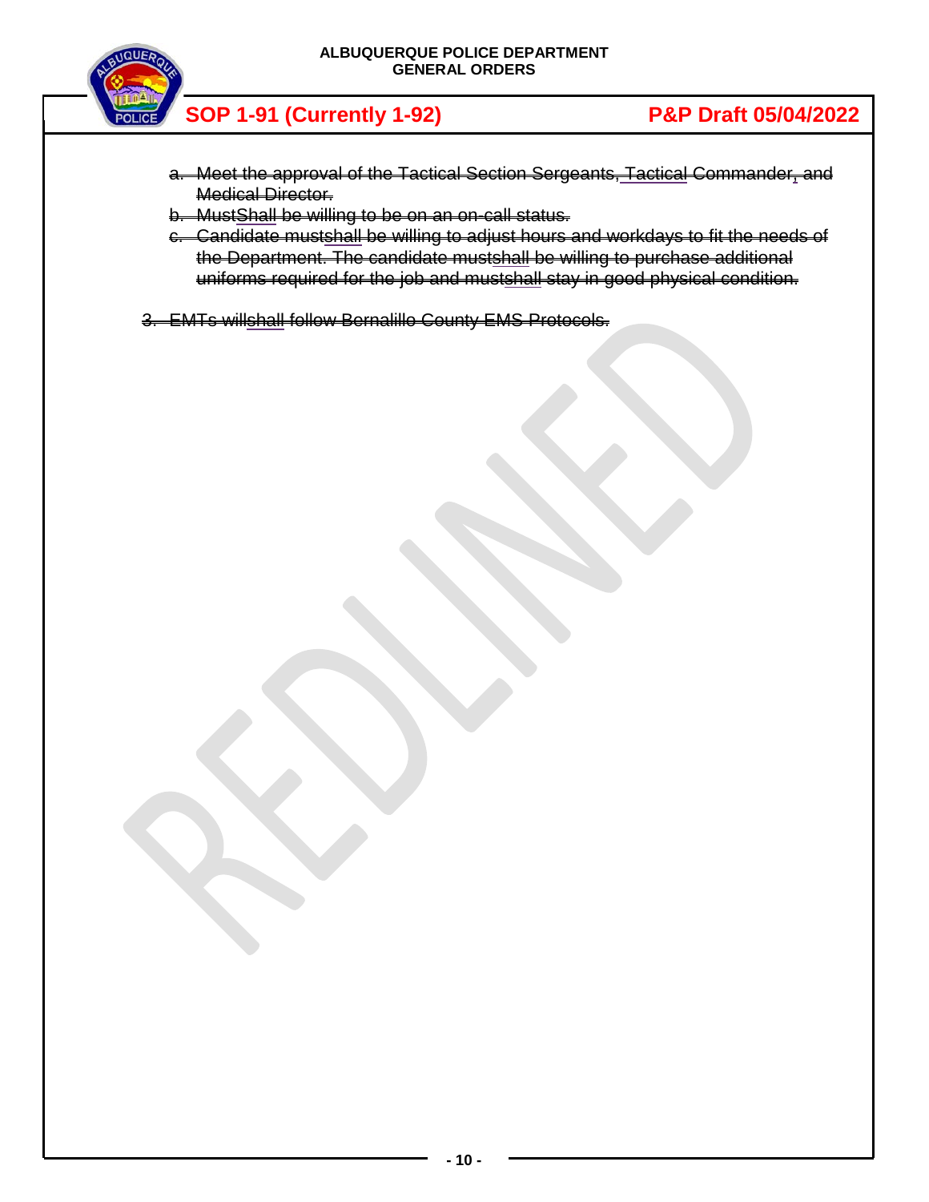a. ~~Meet the approval of the Tactical Section Sergeants,~~ Tactical ~~Commander~~, ~~and Medical Director.~~

b. ~~Must~~Shall ~~be willing to be on an on-call status.~~

c. ~~Candidate must~~shall ~~be willing to adjust hours and workdays to fit the needs of the Department. The candidate must~~shall ~~be willing to purchase additional uniforms required for the job and must~~shall ~~stay in good physical condition.~~

3. ~~EMTs will~~shall ~~follow Bernalillo County EMS Protocols.~~